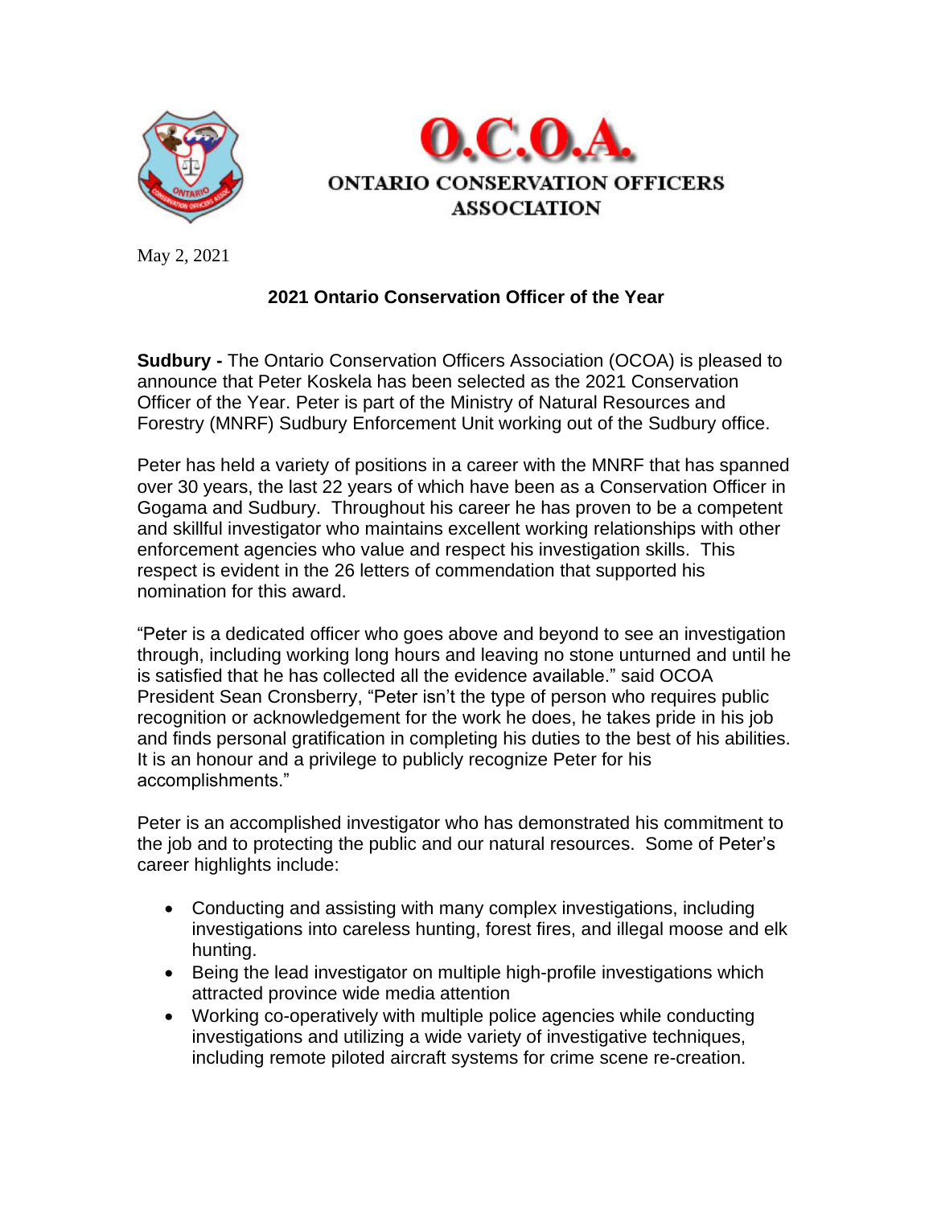# O.C.O.A.

## ONTARIO CONSERVATION OFFICERS ASSOCIATION

May 2, 2021

### 2021 Ontario Conservation Officer of the Year

**Sudbury -** The Ontario Conservation Officers Association (OCOA) is pleased to announce that Peter Koskela has been selected as the 2021 Conservation Officer of the Year. Peter is part of the Ministry of Natural Resources and Forestry (MNRF) Sudbury Enforcement Unit working out of the Sudbury office.

Peter has held a variety of positions in a career with the MNRF that has spanned over 30 years, the last 22 years of which have been as a Conservation Officer in Gogama and Sudbury. Throughout his career he has proven to be a competent and skillful investigator who maintains excellent working relationships with other enforcement agencies who value and respect his investigation skills. This respect is evident in the 26 letters of commendation that supported his nomination for this award.

"Peter is a dedicated officer who goes above and beyond to see an investigation through, including working long hours and leaving no stone unturned and until he is satisfied that he has collected all the evidence available." said OCOA President Sean Cronsberry, "Peter isn't the type of person who requires public recognition or acknowledgement for the work he does, he takes pride in his job and finds personal gratification in completing his duties to the best of his abilities. It is an honour and a privilege to publicly recognize Peter for his accomplishments."

Peter is an accomplished investigator who has demonstrated his commitment to the job and to protecting the public and our natural resources. Some of Peter's career highlights include:

- Conducting and assisting with many complex investigations, including investigations into careless hunting, forest fires, and illegal moose and elk hunting.
- Being the lead investigator on multiple high-profile investigations which attracted province wide media attention
- Working co-operatively with multiple police agencies while conducting investigations and utilizing a wide variety of investigative techniques, including remote piloted aircraft systems for crime scene re-creation.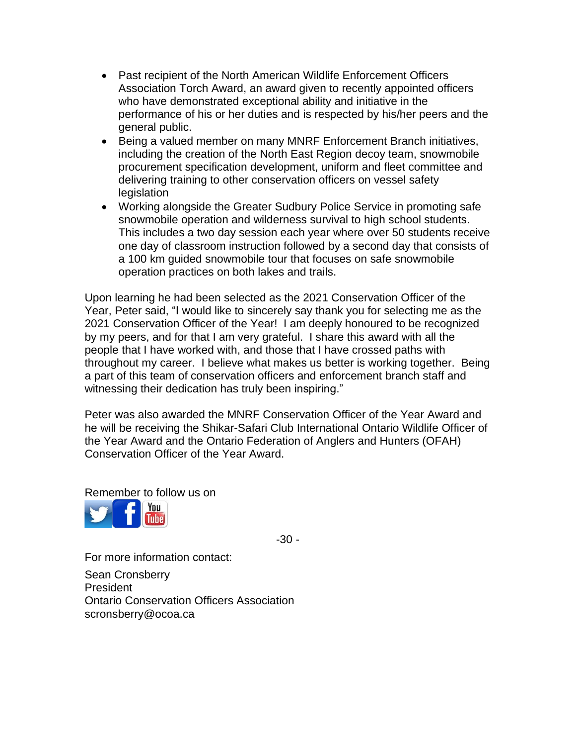- Past recipient of the North American Wildlife Enforcement Officers Association Torch Award, an award given to recently appointed officers who have demonstrated exceptional ability and initiative in the performance of his or her duties and is respected by his/her peers and the general public.
- Being a valued member on many MNRF Enforcement Branch initiatives, including the creation of the North East Region decoy team, snowmobile procurement specification development, uniform and fleet committee and delivering training to other conservation officers on vessel safety legislation
- Working alongside the Greater Sudbury Police Service in promoting safe snowmobile operation and wilderness survival to high school students. This includes a two day session each year where over 50 students receive one day of classroom instruction followed by a second day that consists of a 100 km guided snowmobile tour that focuses on safe snowmobile operation practices on both lakes and trails.

Upon learning he had been selected as the 2021 Conservation Officer of the Year, Peter said, "I would like to sincerely say thank you for selecting me as the 2021 Conservation Officer of the Year! I am deeply honoured to be recognized by my peers, and for that I am very grateful. I share this award with all the people that I have worked with, and those that I have crossed paths with throughout my career. I believe what makes us better is working together. Being a part of this team of conservation officers and enforcement branch staff and witnessing their dedication has truly been inspiring."

Peter was also awarded the MNRF Conservation Officer of the Year Award and he will be receiving the Shikar-Safari Club International Ontario Wildlife Officer of the Year Award and the Ontario Federation of Anglers and Hunters (OFAH) Conservation Officer of the Year Award.

Remember to follow us on

-30 -

For more information contact:

Sean Cronsberry
President
Ontario Conservation Officers Association
scronsberry@ocoa.ca